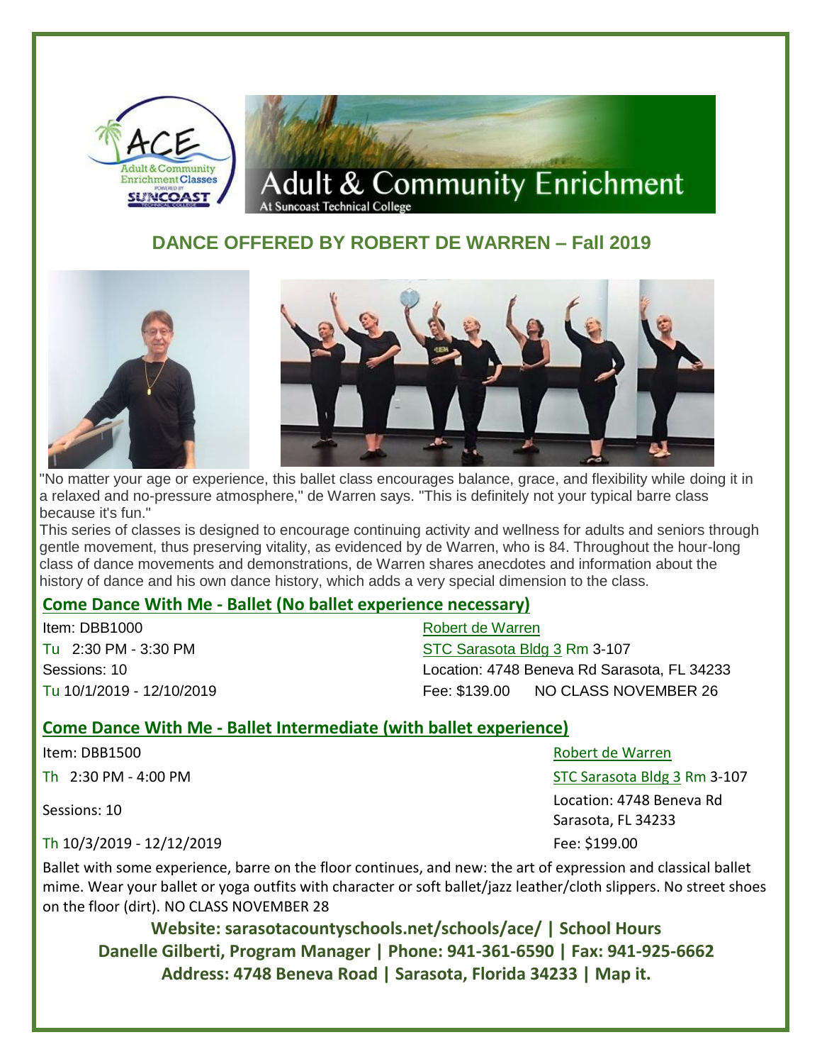Adult & Community Enrichment

At Suncoast Technical College

## DANCE OFFERED BY ROBERT DE WARREN – Fall 2019

"No matter your age or experience, this ballet class encourages balance, grace, and flexibility while doing it in a relaxed and no-pressure atmosphere," de Warren says. "This is definitely not your typical barre class because it's fun."

This series of classes is designed to encourage continuing activity and wellness for adults and seniors through gentle movement, thus preserving vitality, as evidenced by de Warren, who is 84. Throughout the hour-long class of dance movements and demonstrations, de Warren shares anecdotes and information about the history of dance and his own dance history, which adds a very special dimension to the class.

### Come Dance With Me - Ballet (No ballet experience necessary)

Item: DBB1000
Tu 2:30 PM - 3:30 PM
Sessions: 10
Tu 10/1/2019 - 12/10/2019

Robert de Warren
STC Sarasota Bldg 3 Rm 3-107
Location: 4748 Beneva Rd Sarasota, FL 34233
Fee: $139.00 NO CLASS NOVEMBER 26

### Come Dance With Me - Ballet Intermediate (with ballet experience)

Item: DBB1500
Th 2:30 PM - 4:00 PM
Sessions: 10
Th 10/3/2019 - 12/12/2019

Robert de Warren
STC Sarasota Bldg 3 Rm 3-107
Location: 4748 Beneva Rd Sarasota, FL 34233
Fee: $199.00

Ballet with some experience, barre on the floor continues, and new: the art of expression and classical ballet mime. Wear your ballet or yoga outfits with character or soft ballet/jazz leather/cloth slippers. No street shoes on the floor (dirt). NO CLASS NOVEMBER 28

**Website: sarasotacountyschools.net/schools/ace/ | School Hours**
**Danelle Gilberti, Program Manager | Phone: 941-361-6590 | Fax: 941-925-6662**
**Address: 4748 Beneva Road | Sarasota, Florida 34233 | Map it.**